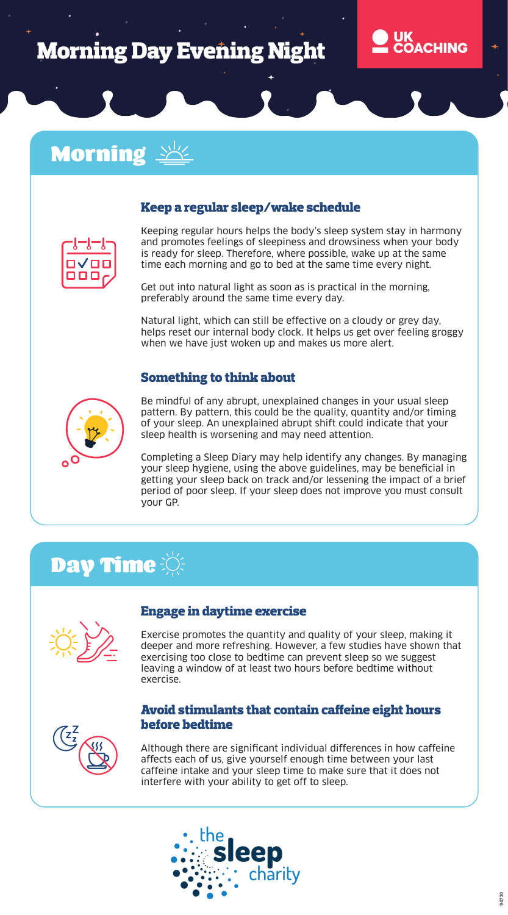# Morning Day Evening Night

UK COACHING

## Morning

### Keep a regular sleep/wake schedule

Keeping regular hours helps the body's sleep system stay in harmony and promotes feelings of sleepiness and drowsiness when your body is ready for sleep. Therefore, where possible, wake up at the same time each morning and go to bed at the same time every night.

Get out into natural light as soon as is practical in the morning, preferably around the same time every day.

Natural light, which can still be effective on a cloudy or grey day, helps reset our internal body clock. It helps us get over feeling groggy when we have just woken up and makes us more alert.

### Something to think about

Be mindful of any abrupt, unexplained changes in your usual sleep pattern. By pattern, this could be the quality, quantity and/or timing of your sleep. An unexplained abrupt shift could indicate that your sleep health is worsening and may need attention.

Completing a Sleep Diary may help identify any changes. By managing your sleep hygiene, using the above guidelines, may be beneficial in getting your sleep back on track and/or lessening the impact of a brief period of poor sleep. If your sleep does not improve you must consult your GP.

## Day Time

### Engage in daytime exercise

Exercise promotes the quantity and quality of your sleep, making it deeper and more refreshing. However, a few studies have shown that exercising too close to bedtime can prevent sleep so we suggest leaving a window of at least two hours before bedtime without exercise.

### Avoid stimulants that contain caffeine eight hours before bedtime

Although there are significant individual differences in how caffeine affects each of us, give yourself enough time between your last caffeine intake and your sleep time to make sure that it does not interfere with your ability to get off to sleep.

the sleep charity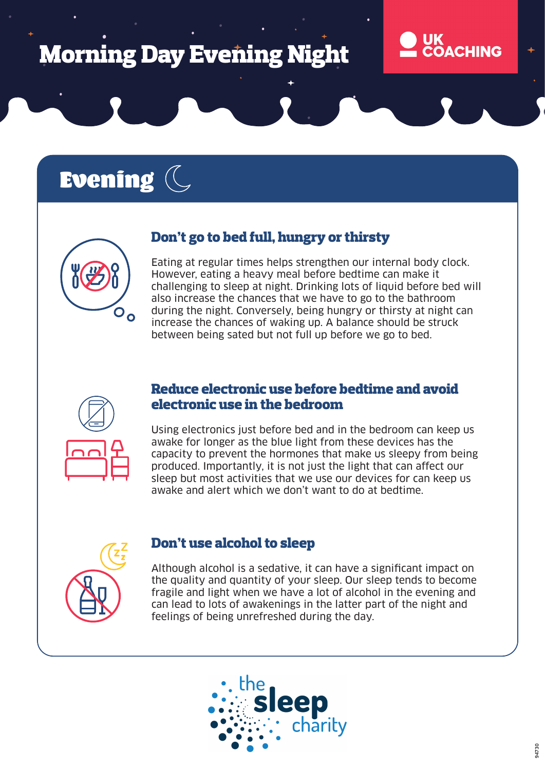# Morning Day Evening Night

UK COACHING

## Evening

### Don't go to bed full, hungry or thirsty

Eating at regular times helps strengthen our internal body clock. However, eating a heavy meal before bedtime can make it challenging to sleep at night. Drinking lots of liquid before bed will also increase the chances that we have to go to the bathroom during the night. Conversely, being hungry or thirsty at night can increase the chances of waking up. A balance should be struck between being sated but not full up before we go to bed.

### Reduce electronic use before bedtime and avoid electronic use in the bedroom

Using electronics just before bed and in the bedroom can keep us awake for longer as the blue light from these devices has the capacity to prevent the hormones that make us sleepy from being produced. Importantly, it is not just the light that can affect our sleep but most activities that we use our devices for can keep us awake and alert which we don't want to do at bedtime.

### Don't use alcohol to sleep

Although alcohol is a sedative, it can have a significant impact on the quality and quantity of your sleep. Our sleep tends to become fragile and light when we have a lot of alcohol in the evening and can lead to lots of awakenings in the latter part of the night and feelings of being unrefreshed during the day.

the sleep charity

94730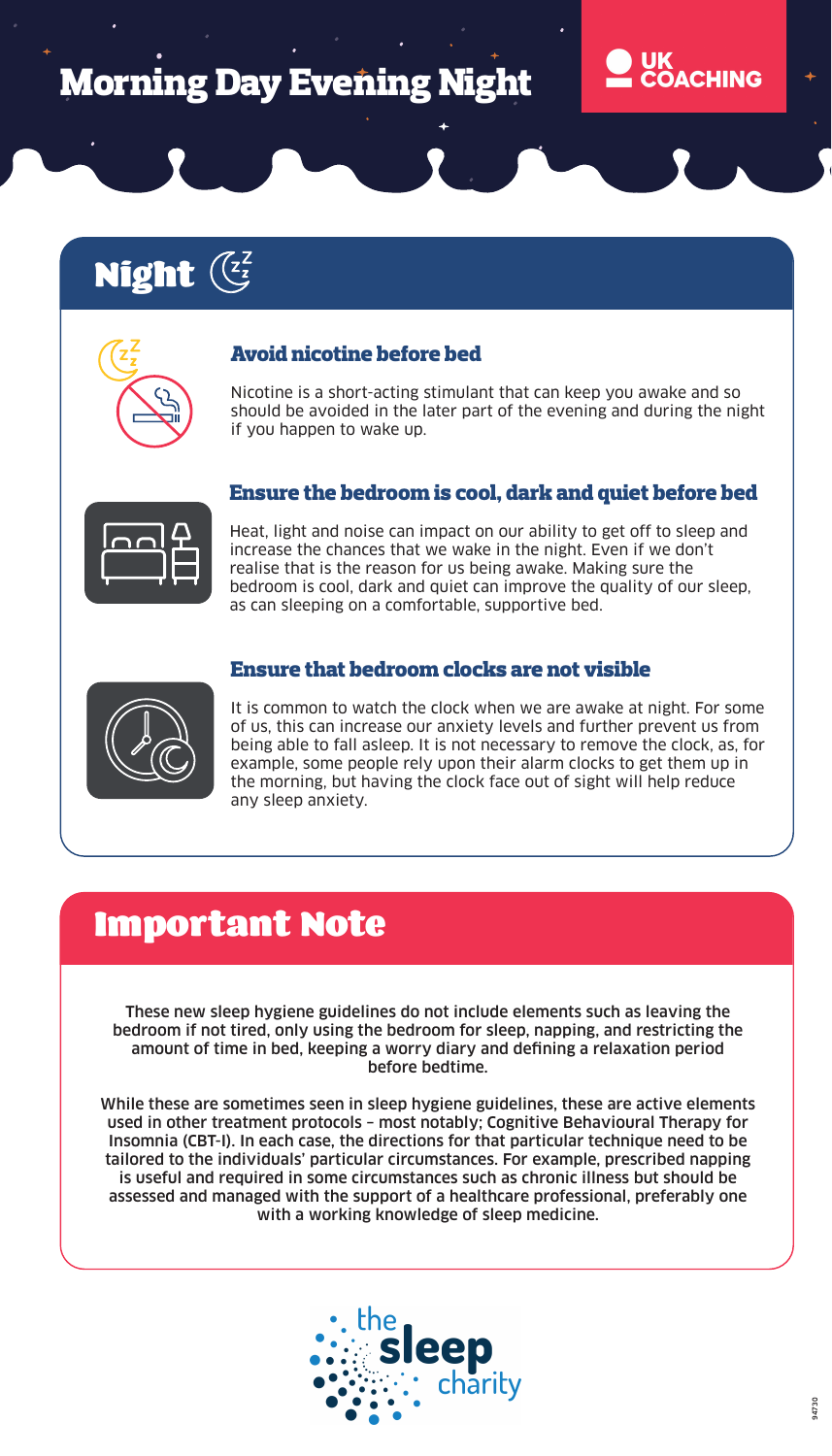# Morning Day Evening Night

UK COACHING

## Night

### Avoid nicotine before bed

Nicotine is a short-acting stimulant that can keep you awake and so should be avoided in the later part of the evening and during the night if you happen to wake up.

### Ensure the bedroom is cool, dark and quiet before bed

Heat, light and noise can impact on our ability to get off to sleep and increase the chances that we wake in the night. Even if we don't realise that is the reason for us being awake. Making sure the bedroom is cool, dark and quiet can improve the quality of our sleep, as can sleeping on a comfortable, supportive bed.

### Ensure that bedroom clocks are not visible

It is common to watch the clock when we are awake at night. For some of us, this can increase our anxiety levels and further prevent us from being able to fall asleep. It is not necessary to remove the clock, as, for example, some people rely upon their alarm clocks to get them up in the morning, but having the clock face out of sight will help reduce any sleep anxiety.

## Important Note

These new sleep hygiene guidelines do not include elements such as leaving the bedroom if not tired, only using the bedroom for sleep, napping, and restricting the amount of time in bed, keeping a worry diary and defining a relaxation period before bedtime.

While these are sometimes seen in sleep hygiene guidelines, these are active elements used in other treatment protocols – most notably; Cognitive Behavioural Therapy for Insomnia (CBT-I). In each case, the directions for that particular technique need to be tailored to the individuals' particular circumstances. For example, prescribed napping is useful and required in some circumstances such as chronic illness but should be assessed and managed with the support of a healthcare professional, preferably one with a working knowledge of sleep medicine.

the sleep charity

94730